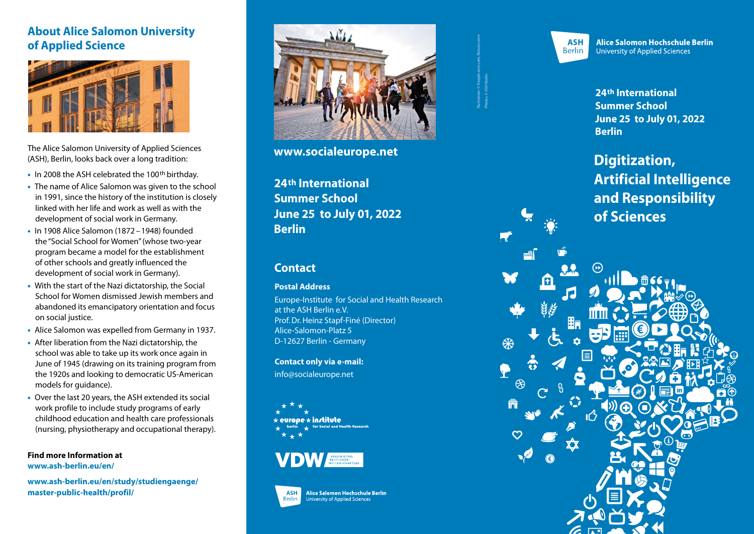## About Alice Salomon University of Applied Science

The Alice Salomon University of Applied Sciences (ASH), Berlin, looks back over a long tradition:

- In 2008 the ASH celebrated the 100th birthday.
- The name of Alice Salomon was given to the school in 1991, since the history of the institution is closely linked with her life and work as well as with the development of social work in Germany.
- In 1908 Alice Salomon (1872 – 1948) founded the "Social School for Women" (whose two-year program became a model for the establishment of other schools and greatly influenced the development of social work in Germany).
- With the start of the Nazi dictatorship, the Social School for Women dismissed Jewish members and abandoned its emancipatory orientation and focus on social justice.
- Alice Salomon was expelled from Germany in 1937.
- After liberation from the Nazi dictatorship, the school was able to take up its work once again in June of 1945 (drawing on its training program from the 1920s and looking to democratic US-American models for guidance).
- Over the last 20 years, the ASH extended its social work profile to include study programs of early childhood education and health care professionals (nursing, physiotherapy and occupational therapy).

**Find more Information at**
**www.ash-berlin.eu/en/**

**www.ash-berlin.eu/en/study/studiengaenge/master-public-health/profil/**

**www.socialeurope.net**

## 24th International Summer School June 25 to July 01, 2022 Berlin

## Contact

**Postal Address**

Europe-Institute for Social and Health Research
at the ASH Berlin e.V.
Prof. Dr. Heinz Stapf-Finé (Director)
Alice-Salomon-Platz 5
D-12627 Berlin - Germany

**Contact only via e-mail:**
info@socialeurope.net

europe institute berlin for Social and Health Research

VDW Vereinigung Deutscher Wissenschaftler

ASH Berlin – Alice Salomon Hochschule Berlin, University of Applied Sciences

Illustration: © Freepik.com.com, flaticon.com
Photos: © ASH Berlin

ASH Berlin – **Alice Salomon Hochschule Berlin**
University of Applied Sciences

**24th International Summer School**
**June 25 to July 01, 2022**
**Berlin**

# Digitization, Artificial Intelligence and Responsibility of Sciences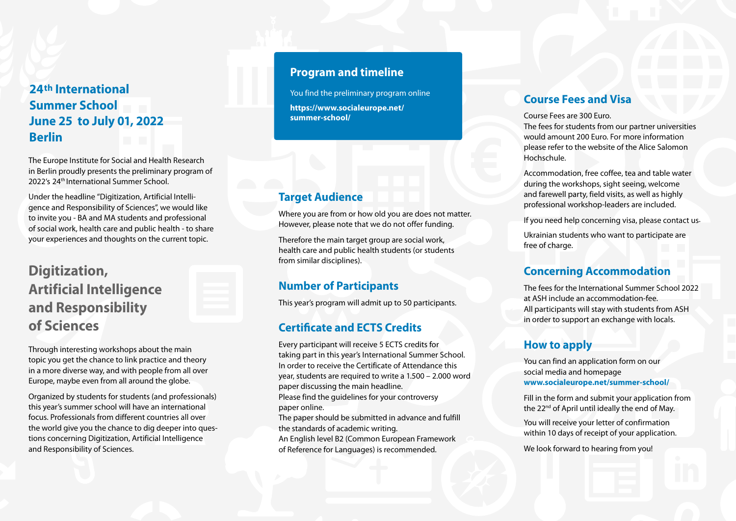## 24th International Summer School June 25 to July 01, 2022 Berlin

The Europe Institute for Social and Health Research in Berlin proudly presents the preliminary program of 2022's 24th International Summer School.

Under the headline "Digitization, Artificial Intelligence and Responsibility of Sciences", we would like to invite you - BA and MA students and professional of social work, health care and public health - to share your experiences and thoughts on the current topic.

# Digitization, Artificial Intelligence and Responsibility of Sciences

Through interesting workshops about the main topic you get the chance to link practice and theory in a more diverse way, and with people from all over Europe, maybe even from all around the globe.

Organized by students for students (and professionals) this year's summer school will have an international focus. Professionals from different countries all over the world give you the chance to dig deeper into questions concerning Digitization, Artificial Intelligence and Responsibility of Sciences.

## Program and timeline

You find the preliminary program online

**https://www.socialeurope.net/summer-school/**

## Target Audience

Where you are from or how old you are does not matter. However, please note that we do not offer funding.

Therefore the main target group are social work, health care and public health students (or students from similar disciplines).

## Number of Participants

This year's program will admit up to 50 participants.

## Certificate and ECTS Credits

Every participant will receive 5 ECTS credits for taking part in this year's International Summer School. In order to receive the Certificate of Attendance this year, students are required to write a 1.500 – 2.000 word paper discussing the main headline.
Please find the guidelines for your controversy paper online.
The paper should be submitted in advance and fulfill the standards of academic writing.
An English level B2 (Common European Framework of Reference for Languages) is recommended.

## Course Fees and Visa

Course Fees are 300 Euro.
The fees for students from our partner universities would amount 200 Euro. For more information please refer to the website of the Alice Salomon Hochschule.

Accommodation, free coffee, tea and table water during the workshops, sight seeing, welcome and farewell party, field visits, as well as highly professional workshop-leaders are included.

If you need help concerning visa, please contact us.

Ukrainian students who want to participate are free of charge.

## Concerning Accommodation

The fees for the International Summer School 2022 at ASH include an accommodation-fee.
All participants will stay with students from ASH in order to support an exchange with locals.

## How to apply

You can find an application form on our social media and homepage
**www.socialeurope.net/summer-school/**

Fill in the form and submit your application from the 22nd of April until ideally the end of May.

You will receive your letter of confirmation within 10 days of receipt of your application.

We look forward to hearing from you!